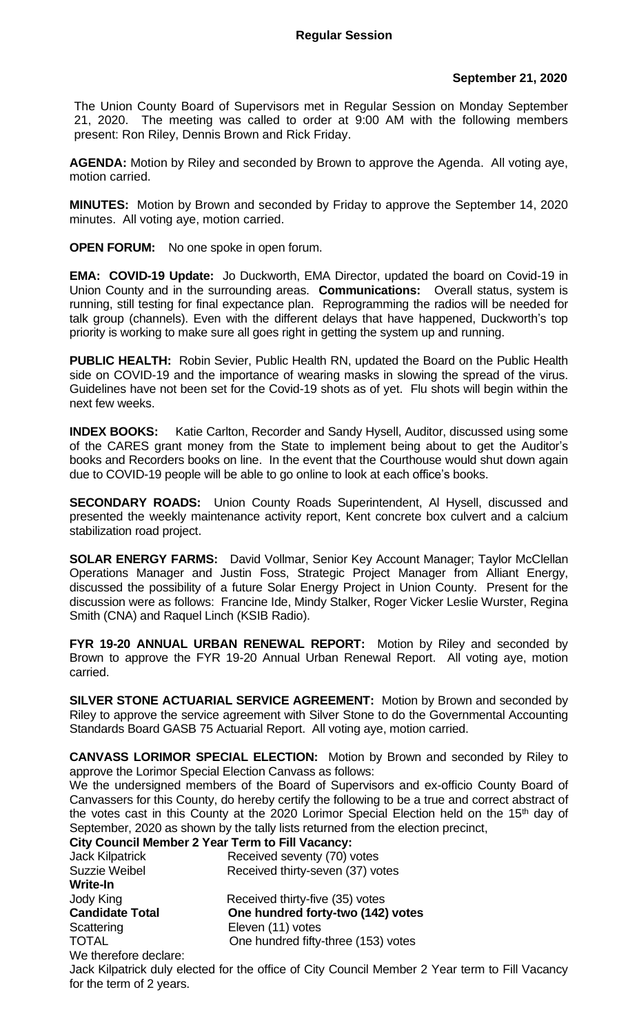# Regular Session

**September 21, 2020**

The Union County Board of Supervisors met in Regular Session on Monday September 21, 2020. The meeting was called to order at 9:00 AM with the following members present: Ron Riley, Dennis Brown and Rick Friday.

**AGENDA:** Motion by Riley and seconded by Brown to approve the Agenda. All voting aye, motion carried.

**MINUTES:** Motion by Brown and seconded by Friday to approve the September 14, 2020 minutes. All voting aye, motion carried.

**OPEN FORUM:** No one spoke in open forum.

**EMA: COVID-19 Update:** Jo Duckworth, EMA Director, updated the board on Covid-19 in Union County and in the surrounding areas. **Communications:** Overall status, system is running, still testing for final expectance plan. Reprogramming the radios will be needed for talk group (channels). Even with the different delays that have happened, Duckworth's top priority is working to make sure all goes right in getting the system up and running.

**PUBLIC HEALTH:** Robin Sevier, Public Health RN, updated the Board on the Public Health side on COVID-19 and the importance of wearing masks in slowing the spread of the virus. Guidelines have not been set for the Covid-19 shots as of yet. Flu shots will begin within the next few weeks.

**INDEX BOOKS:** Katie Carlton, Recorder and Sandy Hysell, Auditor, discussed using some of the CARES grant money from the State to implement being about to get the Auditor's books and Recorders books on line. In the event that the Courthouse would shut down again due to COVID-19 people will be able to go online to look at each office's books.

**SECONDARY ROADS:** Union County Roads Superintendent, Al Hysell, discussed and presented the weekly maintenance activity report, Kent concrete box culvert and a calcium stabilization road project.

**SOLAR ENERGY FARMS:** David Vollmar, Senior Key Account Manager; Taylor McClellan Operations Manager and Justin Foss, Strategic Project Manager from Alliant Energy, discussed the possibility of a future Solar Energy Project in Union County. Present for the discussion were as follows: Francine Ide, Mindy Stalker, Roger Vicker Leslie Wurster, Regina Smith (CNA) and Raquel Linch (KSIB Radio).

**FYR 19-20 ANNUAL URBAN RENEWAL REPORT:** Motion by Riley and seconded by Brown to approve the FYR 19-20 Annual Urban Renewal Report. All voting aye, motion carried.

**SILVER STONE ACTUARIAL SERVICE AGREEMENT:** Motion by Brown and seconded by Riley to approve the service agreement with Silver Stone to do the Governmental Accounting Standards Board GASB 75 Actuarial Report. All voting aye, motion carried.

**CANVASS LORIMOR SPECIAL ELECTION:** Motion by Brown and seconded by Riley to approve the Lorimor Special Election Canvass as follows:

We the undersigned members of the Board of Supervisors and ex-officio County Board of Canvassers for this County, do hereby certify the following to be a true and correct abstract of the votes cast in this County at the 2020 Lorimor Special Election held on the 15th day of September, 2020 as shown by the tally lists returned from the election precinct,

**City Council Member 2 Year Term to Fill Vacancy:**

| | |
|---|---|
| Jack Kilpatrick | Received seventy (70) votes |
| Suzzie Weibel | Received thirty-seven (37) votes |
| **Write-In** | |
| Jody King | Received thirty-five (35) votes |
| **Candidate Total** | **One hundred forty-two (142) votes** |
| Scattering | Eleven (11) votes |
| TOTAL | One hundred fifty-three (153) votes |

We therefore declare:

Jack Kilpatrick duly elected for the office of City Council Member 2 Year term to Fill Vacancy for the term of 2 years.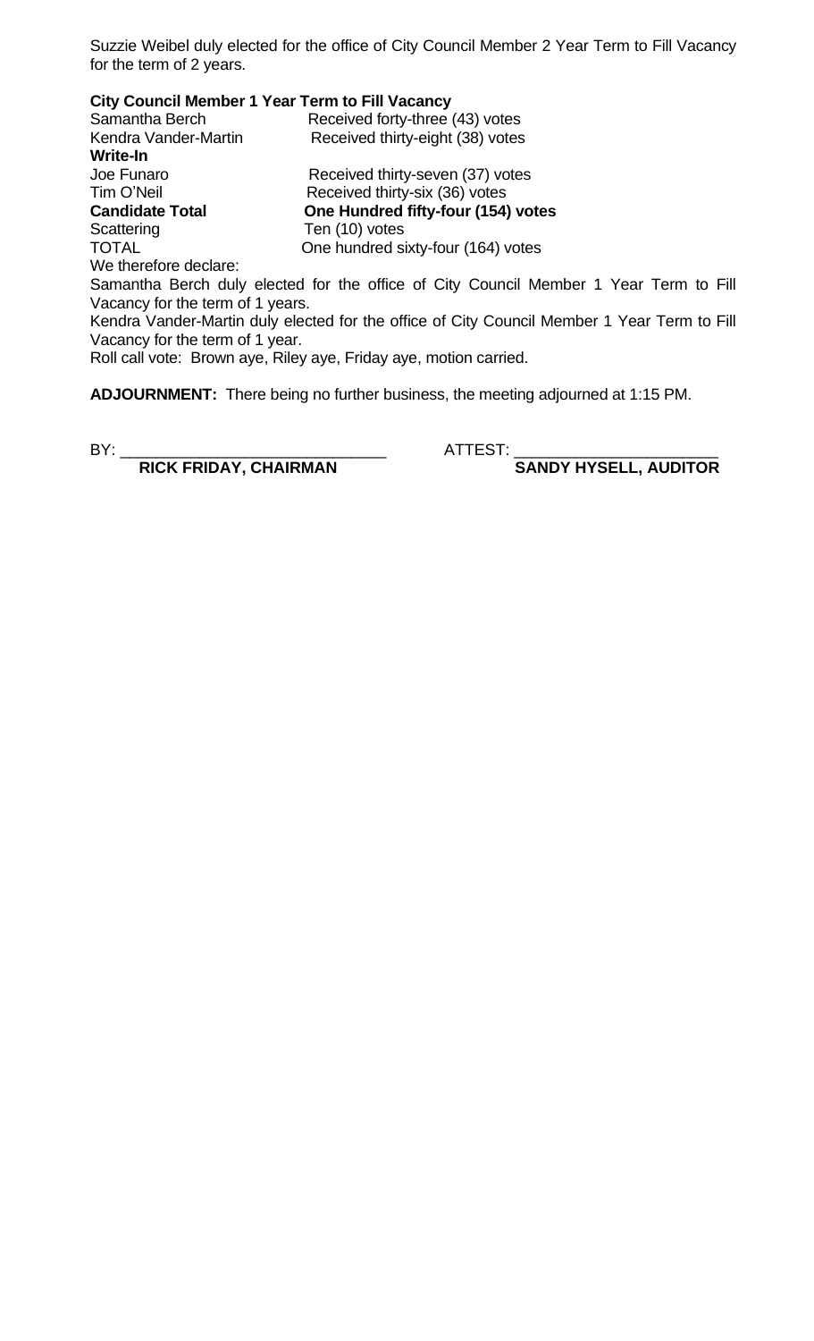Suzzie Weibel duly elected for the office of City Council Member 2 Year Term to Fill Vacancy for the term of 2 years.

**City Council Member 1 Year Term to Fill Vacancy**

| | |
|---|---|
| Samantha Berch | Received forty-three (43) votes |
| Kendra Vander-Martin | Received thirty-eight (38) votes |
| **Write-In** | |
| Joe Funaro | Received thirty-seven (37) votes |
| Tim O'Neil | Received thirty-six (36) votes |
| **Candidate Total** | **One Hundred fifty-four (154) votes** |
| Scattering | Ten (10) votes |
| TOTAL | One hundred sixty-four (164) votes |

We therefore declare:

Samantha Berch duly elected for the office of City Council Member 1 Year Term to Fill Vacancy for the term of 1 years.

Kendra Vander-Martin duly elected for the office of City Council Member 1 Year Term to Fill Vacancy for the term of 1 year.

Roll call vote: Brown aye, Riley aye, Friday aye, motion carried.

**ADJOURNMENT:** There being no further business, the meeting adjourned at 1:15 PM.

BY: ______________________________ ATTEST: ______________________

**RICK FRIDAY, CHAIRMAN** **SANDY HYSELL, AUDITOR**